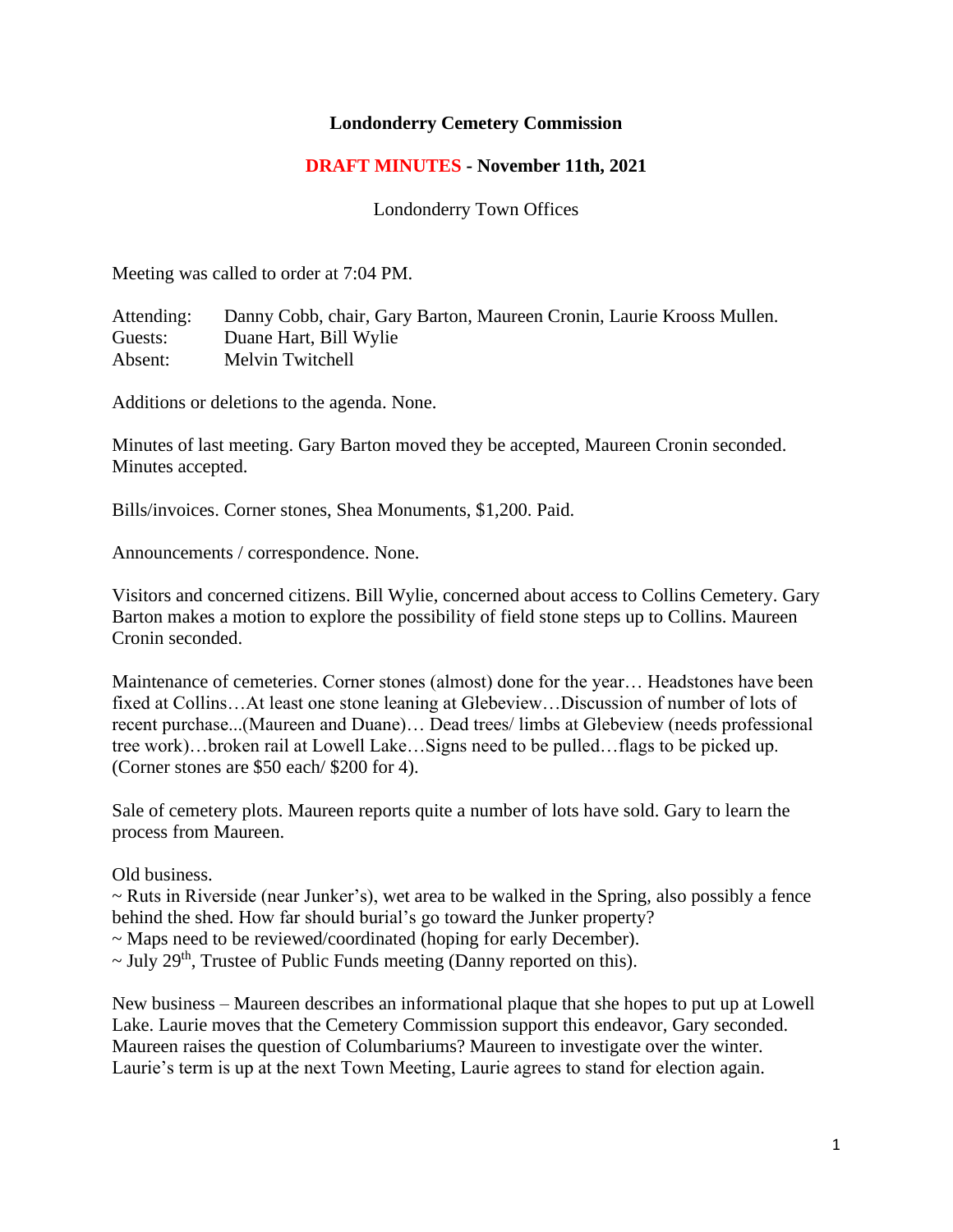**Londonderry Cemetery Commission**

**DRAFT MINUTES - November 11th, 2021**

Londonderry Town Offices

Meeting was called to order at 7:04 PM.

Attending: Danny Cobb, chair, Gary Barton, Maureen Cronin, Laurie Krooss Mullen.
Guests: Duane Hart, Bill Wylie
Absent: Melvin Twitchell

Additions or deletions to the agenda. None.

Minutes of last meeting. Gary Barton moved they be accepted, Maureen Cronin seconded. Minutes accepted.

Bills/invoices. Corner stones, Shea Monuments, $1,200. Paid.

Announcements / correspondence. None.

Visitors and concerned citizens. Bill Wylie, concerned about access to Collins Cemetery. Gary Barton makes a motion to explore the possibility of field stone steps up to Collins. Maureen Cronin seconded.

Maintenance of cemeteries. Corner stones (almost) done for the year… Headstones have been fixed at Collins…At least one stone leaning at Glebeview…Discussion of number of lots of recent purchase...(Maureen and Duane)… Dead trees/ limbs at Glebeview (needs professional tree work)…broken rail at Lowell Lake…Signs need to be pulled…flags to be picked up. (Corner stones are $50 each/ $200 for 4).

Sale of cemetery plots. Maureen reports quite a number of lots have sold. Gary to learn the process from Maureen.

Old business.
~ Ruts in Riverside (near Junker's), wet area to be walked in the Spring, also possibly a fence behind the shed. How far should burial's go toward the Junker property?
~ Maps need to be reviewed/coordinated (hoping for early December).
~ July 29th, Trustee of Public Funds meeting (Danny reported on this).

New business – Maureen describes an informational plaque that she hopes to put up at Lowell Lake. Laurie moves that the Cemetery Commission support this endeavor, Gary seconded. Maureen raises the question of Columbariums? Maureen to investigate over the winter. Laurie's term is up at the next Town Meeting, Laurie agrees to stand for election again.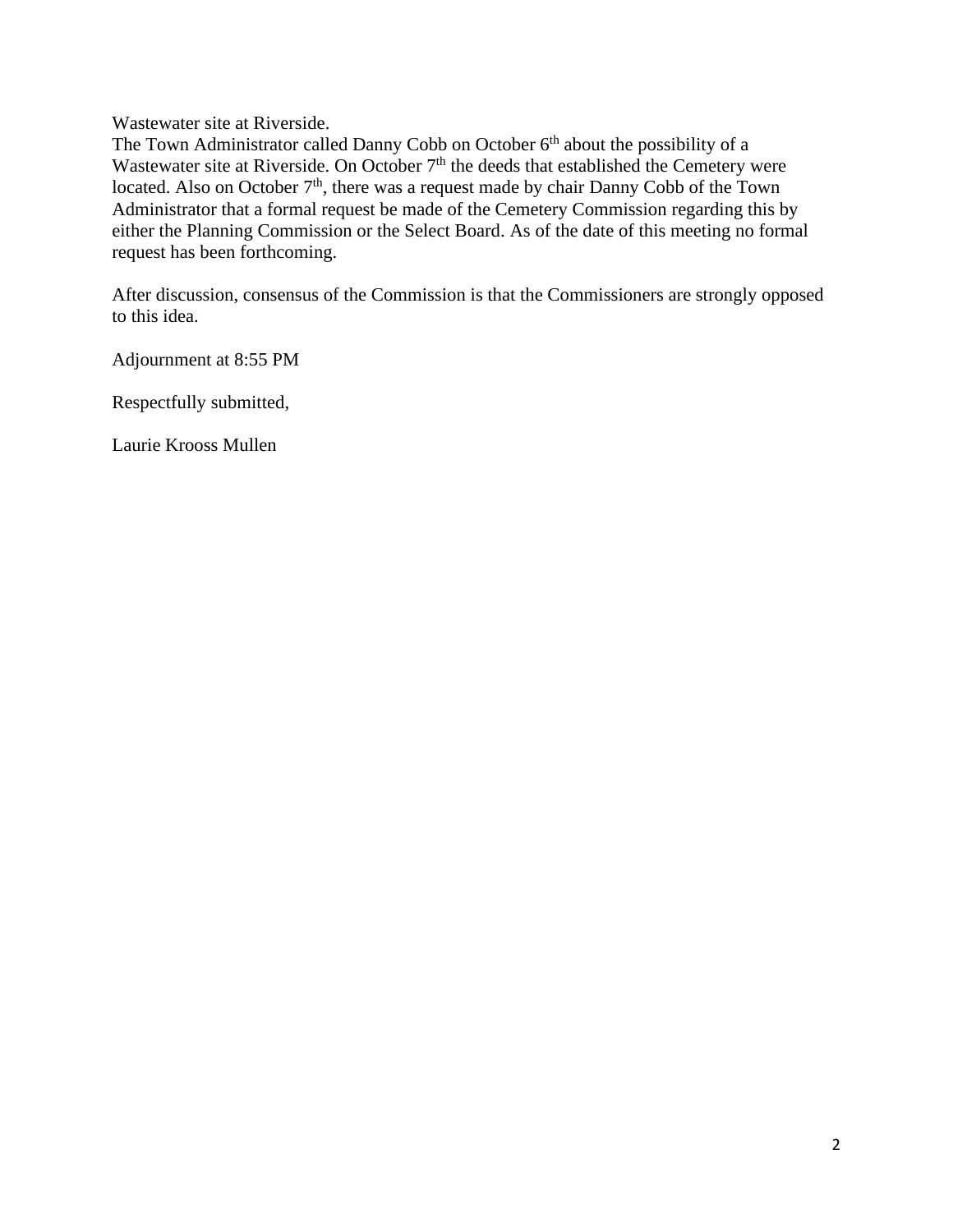Wastewater site at Riverside.

The Town Administrator called Danny Cobb on October 6th about the possibility of a Wastewater site at Riverside. On October 7th the deeds that established the Cemetery were located. Also on October 7th, there was a request made by chair Danny Cobb of the Town Administrator that a formal request be made of the Cemetery Commission regarding this by either the Planning Commission or the Select Board. As of the date of this meeting no formal request has been forthcoming.

After discussion, consensus of the Commission is that the Commissioners are strongly opposed to this idea.

Adjournment at 8:55 PM

Respectfully submitted,

Laurie Krooss Mullen